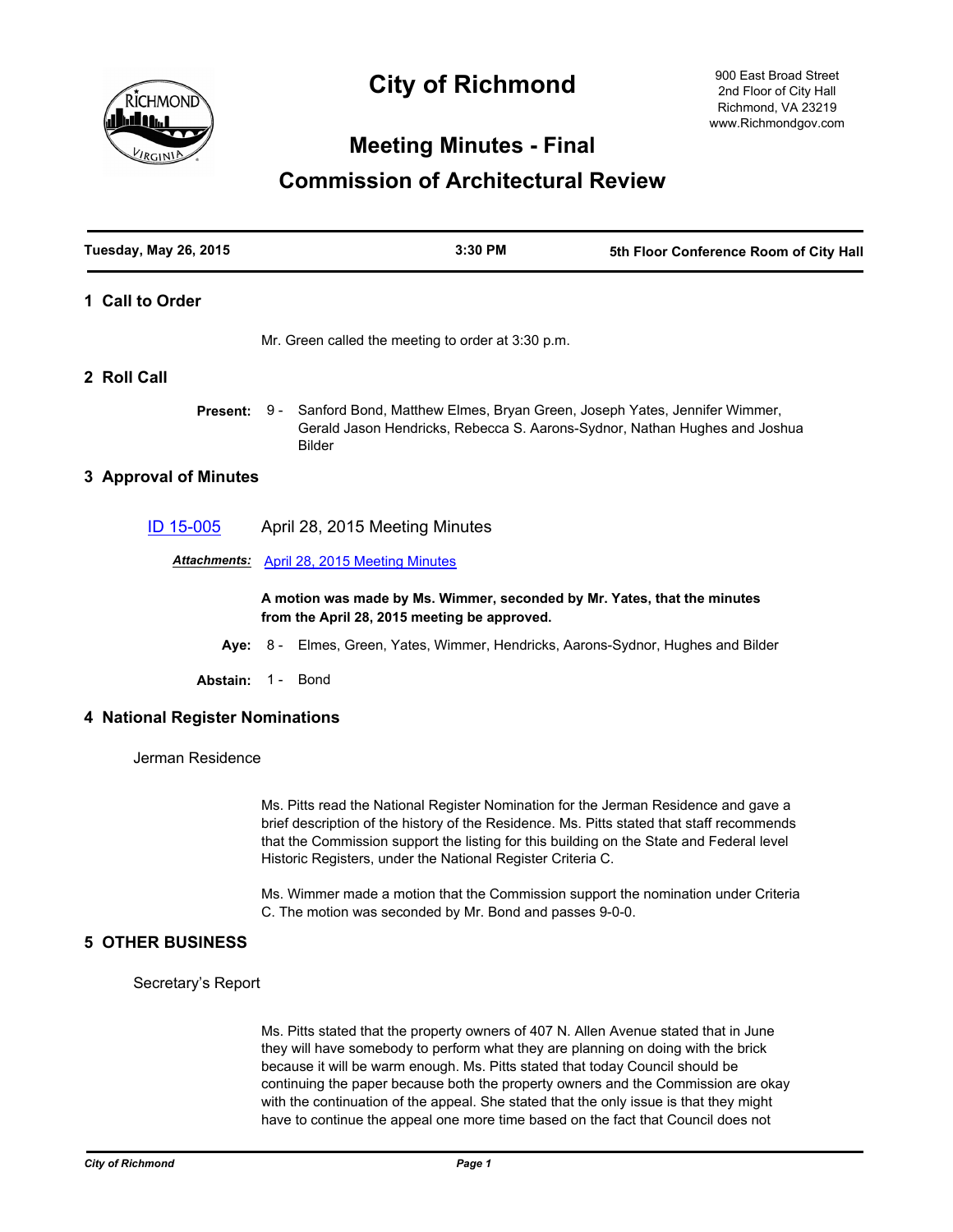# City of Richmond

900 East Broad Street
2nd Floor of City Hall
Richmond, VA 23219
www.Richmondgov.com

## Meeting Minutes - Final

## Commission of Architectural Review

| Tuesday, May 26, 2015 | 3:30 PM | 5th Floor Conference Room of City Hall |
| --- | --- | --- |

### 1 Call to Order

Mr. Green called the meeting to order at 3:30 p.m.

### 2 Roll Call

**Present:** 9 - Sanford Bond, Matthew Elmes, Bryan Green, Joseph Yates, Jennifer Wimmer, Gerald Jason Hendricks, Rebecca S. Aarons-Sydnor, Nathan Hughes and Joshua Bilder

### 3 Approval of Minutes

ID 15-005 April 28, 2015 Meeting Minutes

***Attachments:*** April 28, 2015 Meeting Minutes

**A motion was made by Ms. Wimmer, seconded by Mr. Yates, that the minutes from the April 28, 2015 meeting be approved.**

**Aye:** 8 - Elmes, Green, Yates, Wimmer, Hendricks, Aarons-Sydnor, Hughes and Bilder

**Abstain:** 1 - Bond

### 4 National Register Nominations

Jerman Residence

Ms. Pitts read the National Register Nomination for the Jerman Residence and gave a brief description of the history of the Residence. Ms. Pitts stated that staff recommends that the Commission support the listing for this building on the State and Federal level Historic Registers, under the National Register Criteria C.

Ms. Wimmer made a motion that the Commission support the nomination under Criteria C. The motion was seconded by Mr. Bond and passes 9-0-0.

### 5 OTHER BUSINESS

Secretary's Report

Ms. Pitts stated that the property owners of 407 N. Allen Avenue stated that in June they will have somebody to perform what they are planning on doing with the brick because it will be warm enough. Ms. Pitts stated that today Council should be continuing the paper because both the property owners and the Commission are okay with the continuation of the appeal. She stated that the only issue is that they might have to continue the appeal one more time based on the fact that Council does not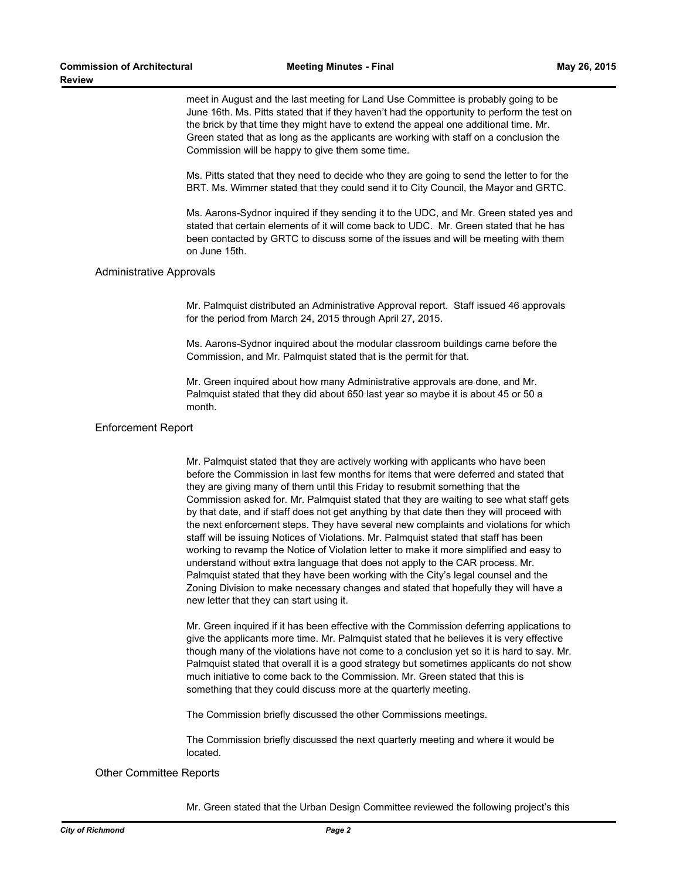meet in August and the last meeting for Land Use Committee is probably going to be June 16th. Ms. Pitts stated that if they haven't had the opportunity to perform the test on the brick by that time they might have to extend the appeal one additional time. Mr. Green stated that as long as the applicants are working with staff on a conclusion the Commission will be happy to give them some time.

Ms. Pitts stated that they need to decide who they are going to send the letter to for the BRT. Ms. Wimmer stated that they could send it to City Council, the Mayor and GRTC.

Ms. Aarons-Sydnor inquired if they sending it to the UDC, and Mr. Green stated yes and stated that certain elements of it will come back to UDC. Mr. Green stated that he has been contacted by GRTC to discuss some of the issues and will be meeting with them on June 15th.

## Administrative Approvals

Mr. Palmquist distributed an Administrative Approval report. Staff issued 46 approvals for the period from March 24, 2015 through April 27, 2015.

Ms. Aarons-Sydnor inquired about the modular classroom buildings came before the Commission, and Mr. Palmquist stated that is the permit for that.

Mr. Green inquired about how many Administrative approvals are done, and Mr. Palmquist stated that they did about 650 last year so maybe it is about 45 or 50 a month.

## Enforcement Report

Mr. Palmquist stated that they are actively working with applicants who have been before the Commission in last few months for items that were deferred and stated that they are giving many of them until this Friday to resubmit something that the Commission asked for. Mr. Palmquist stated that they are waiting to see what staff gets by that date, and if staff does not get anything by that date then they will proceed with the next enforcement steps. They have several new complaints and violations for which staff will be issuing Notices of Violations. Mr. Palmquist stated that staff has been working to revamp the Notice of Violation letter to make it more simplified and easy to understand without extra language that does not apply to the CAR process. Mr. Palmquist stated that they have been working with the City's legal counsel and the Zoning Division to make necessary changes and stated that hopefully they will have a new letter that they can start using it.

Mr. Green inquired if it has been effective with the Commission deferring applications to give the applicants more time. Mr. Palmquist stated that he believes it is very effective though many of the violations have not come to a conclusion yet so it is hard to say. Mr. Palmquist stated that overall it is a good strategy but sometimes applicants do not show much initiative to come back to the Commission. Mr. Green stated that this is something that they could discuss more at the quarterly meeting.

The Commission briefly discussed the other Commissions meetings.

The Commission briefly discussed the next quarterly meeting and where it would be located.

## Other Committee Reports

Mr. Green stated that the Urban Design Committee reviewed the following project's this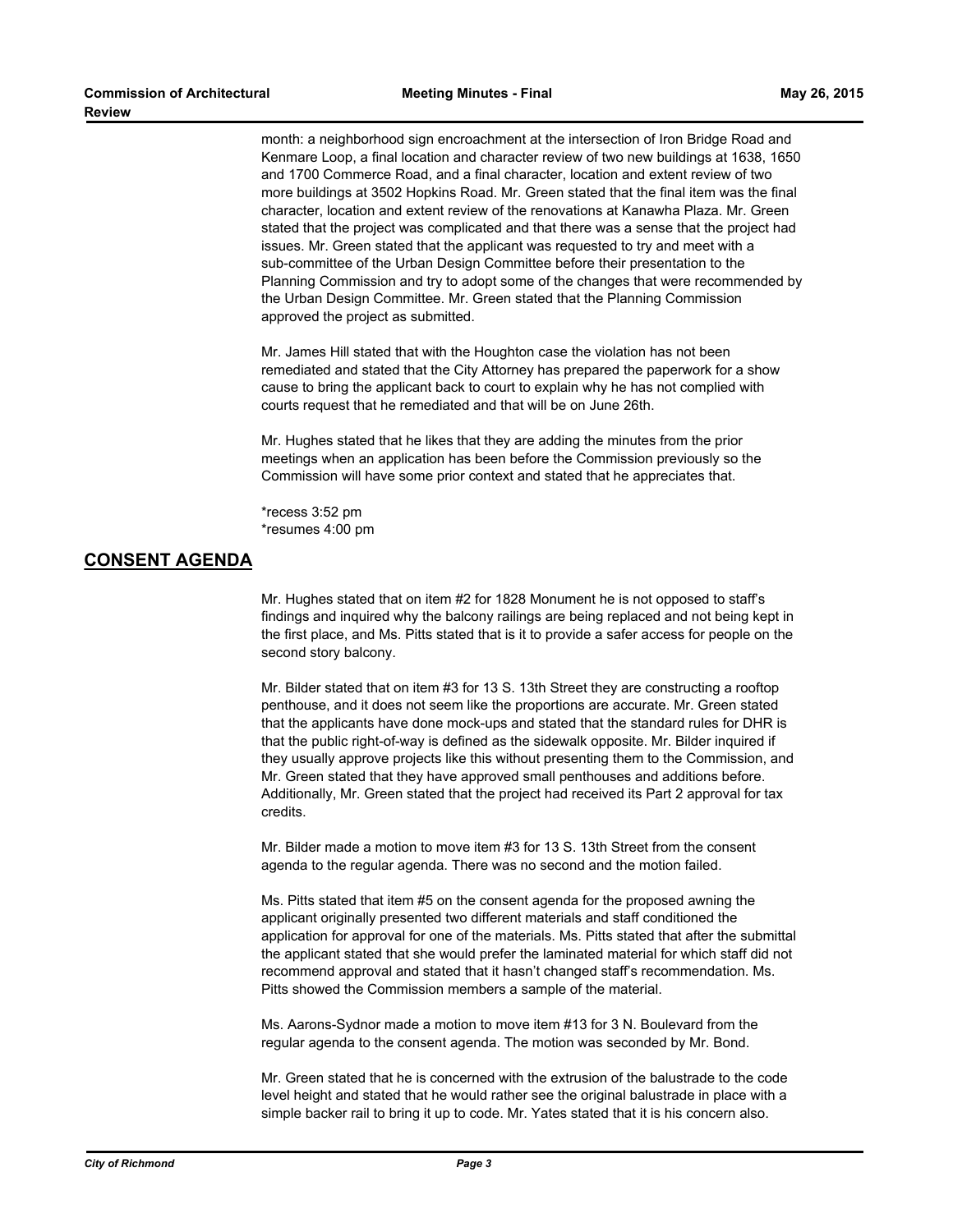month: a neighborhood sign encroachment at the intersection of Iron Bridge Road and Kenmare Loop, a final location and character review of two new buildings at 1638, 1650 and 1700 Commerce Road, and a final character, location and extent review of two more buildings at 3502 Hopkins Road. Mr. Green stated that the final item was the final character, location and extent review of the renovations at Kanawha Plaza. Mr. Green stated that the project was complicated and that there was a sense that the project had issues. Mr. Green stated that the applicant was requested to try and meet with a sub-committee of the Urban Design Committee before their presentation to the Planning Commission and try to adopt some of the changes that were recommended by the Urban Design Committee. Mr. Green stated that the Planning Commission approved the project as submitted.

Mr. James Hill stated that with the Houghton case the violation has not been remediated and stated that the City Attorney has prepared the paperwork for a show cause to bring the applicant back to court to explain why he has not complied with courts request that he remediated and that will be on June 26th.

Mr. Hughes stated that he likes that they are adding the minutes from the prior meetings when an application has been before the Commission previously so the Commission will have some prior context and stated that he appreciates that.

*recess 3:52 pm
*resumes 4:00 pm

## CONSENT AGENDA

Mr. Hughes stated that on item #2 for 1828 Monument he is not opposed to staff's findings and inquired why the balcony railings are being replaced and not being kept in the first place, and Ms. Pitts stated that is it to provide a safer access for people on the second story balcony.

Mr. Bilder stated that on item #3 for 13 S. 13th Street they are constructing a rooftop penthouse, and it does not seem like the proportions are accurate. Mr. Green stated that the applicants have done mock-ups and stated that the standard rules for DHR is that the public right-of-way is defined as the sidewalk opposite. Mr. Bilder inquired if they usually approve projects like this without presenting them to the Commission, and Mr. Green stated that they have approved small penthouses and additions before. Additionally, Mr. Green stated that the project had received its Part 2 approval for tax credits.

Mr. Bilder made a motion to move item #3 for 13 S. 13th Street from the consent agenda to the regular agenda. There was no second and the motion failed.

Ms. Pitts stated that item #5 on the consent agenda for the proposed awning the applicant originally presented two different materials and staff conditioned the application for approval for one of the materials. Ms. Pitts stated that after the submittal the applicant stated that she would prefer the laminated material for which staff did not recommend approval and stated that it hasn't changed staff's recommendation. Ms. Pitts showed the Commission members a sample of the material.

Ms. Aarons-Sydnor made a motion to move item #13 for 3 N. Boulevard from the regular agenda to the consent agenda. The motion was seconded by Mr. Bond.

Mr. Green stated that he is concerned with the extrusion of the balustrade to the code level height and stated that he would rather see the original balustrade in place with a simple backer rail to bring it up to code. Mr. Yates stated that it is his concern also.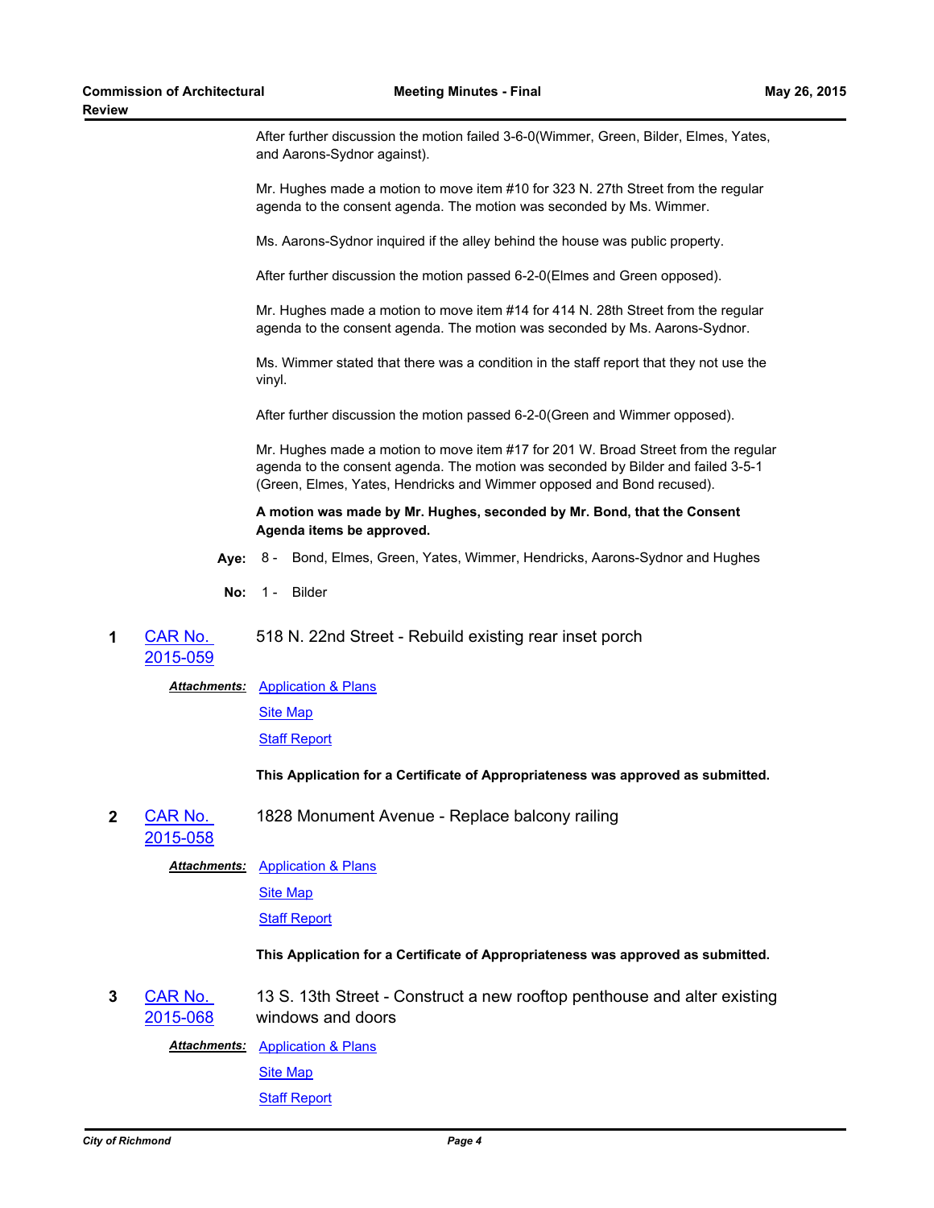After further discussion the motion failed 3-6-0(Wimmer, Green, Bilder, Elmes, Yates, and Aarons-Sydnor against).

Mr. Hughes made a motion to move item #10 for 323 N. 27th Street from the regular agenda to the consent agenda. The motion was seconded by Ms. Wimmer.

Ms. Aarons-Sydnor inquired if the alley behind the house was public property.

After further discussion the motion passed 6-2-0(Elmes and Green opposed).

Mr. Hughes made a motion to move item #14 for 414 N. 28th Street from the regular agenda to the consent agenda. The motion was seconded by Ms. Aarons-Sydnor.

Ms. Wimmer stated that there was a condition in the staff report that they not use the vinyl.

After further discussion the motion passed 6-2-0(Green and Wimmer opposed).

Mr. Hughes made a motion to move item #17 for 201 W. Broad Street from the regular agenda to the consent agenda. The motion was seconded by Bilder and failed 3-5-1 (Green, Elmes, Yates, Hendricks and Wimmer opposed and Bond recused).

**A motion was made by Mr. Hughes, seconded by Mr. Bond, that the Consent Agenda items be approved.**

**Aye:** 8 - Bond, Elmes, Green, Yates, Wimmer, Hendricks, Aarons-Sydnor and Hughes

**No:** 1 - Bilder

**1** CAR No. 2015-059 — 518 N. 22nd Street - Rebuild existing rear inset porch

***Attachments:*** Application & Plans
Site Map
Staff Report

**This Application for a Certificate of Appropriateness was approved as submitted.**

**2** CAR No. 2015-058 — 1828 Monument Avenue - Replace balcony railing

***Attachments:*** Application & Plans
Site Map
Staff Report

**This Application for a Certificate of Appropriateness was approved as submitted.**

**3** CAR No. 2015-068 — 13 S. 13th Street - Construct a new rooftop penthouse and alter existing windows and doors

***Attachments:*** Application & Plans
Site Map
Staff Report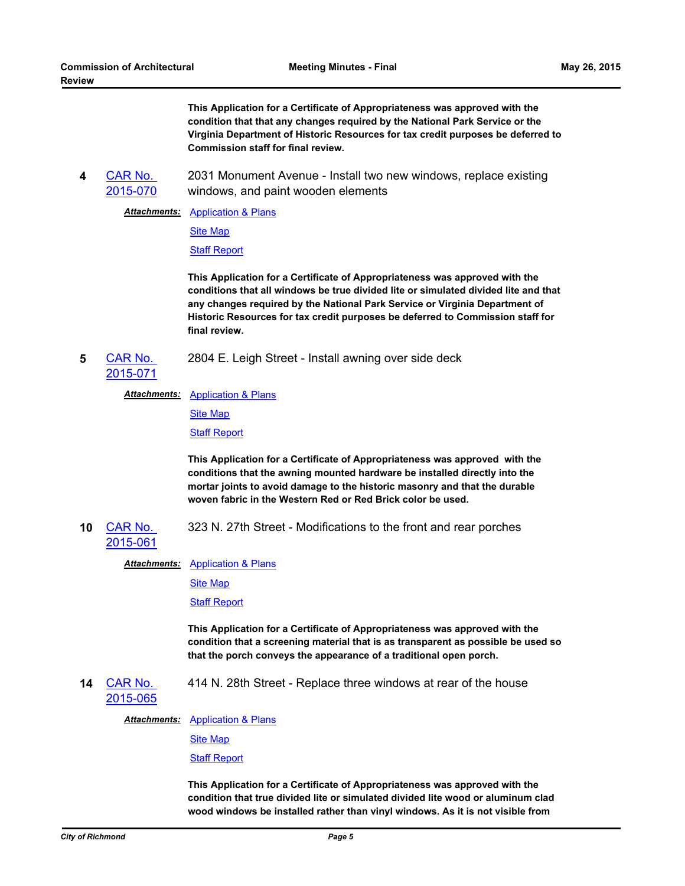**This Application for a Certificate of Appropriateness was approved with the condition that that any changes required by the National Park Service or the Virginia Department of Historic Resources for tax credit purposes be deferred to Commission staff for final review.**

**4** CAR No. 2015-070 — 2031 Monument Avenue - Install two new windows, replace existing windows, and paint wooden elements

***Attachments:*** Application & Plans
Site Map
Staff Report

**This Application for a Certificate of Appropriateness was approved with the conditions that all windows be true divided lite or simulated divided lite and that any changes required by the National Park Service or Virginia Department of Historic Resources for tax credit purposes be deferred to Commission staff for final review.**

**5** CAR No. 2015-071 — 2804 E. Leigh Street - Install awning over side deck

***Attachments:*** Application & Plans
Site Map
Staff Report

**This Application for a Certificate of Appropriateness was approved with the conditions that the awning mounted hardware be installed directly into the mortar joints to avoid damage to the historic masonry and that the durable woven fabric in the Western Red or Red Brick color be used.**

**10** CAR No. 2015-061 — 323 N. 27th Street - Modifications to the front and rear porches

***Attachments:*** Application & Plans
Site Map
Staff Report

**This Application for a Certificate of Appropriateness was approved with the condition that a screening material that is as transparent as possible be used so that the porch conveys the appearance of a traditional open porch.**

**14** CAR No. 2015-065 — 414 N. 28th Street - Replace three windows at rear of the house

***Attachments:*** Application & Plans
Site Map
Staff Report

**This Application for a Certificate of Appropriateness was approved with the condition that true divided lite or simulated divided lite wood or aluminum clad wood windows be installed rather than vinyl windows. As it is not visible from**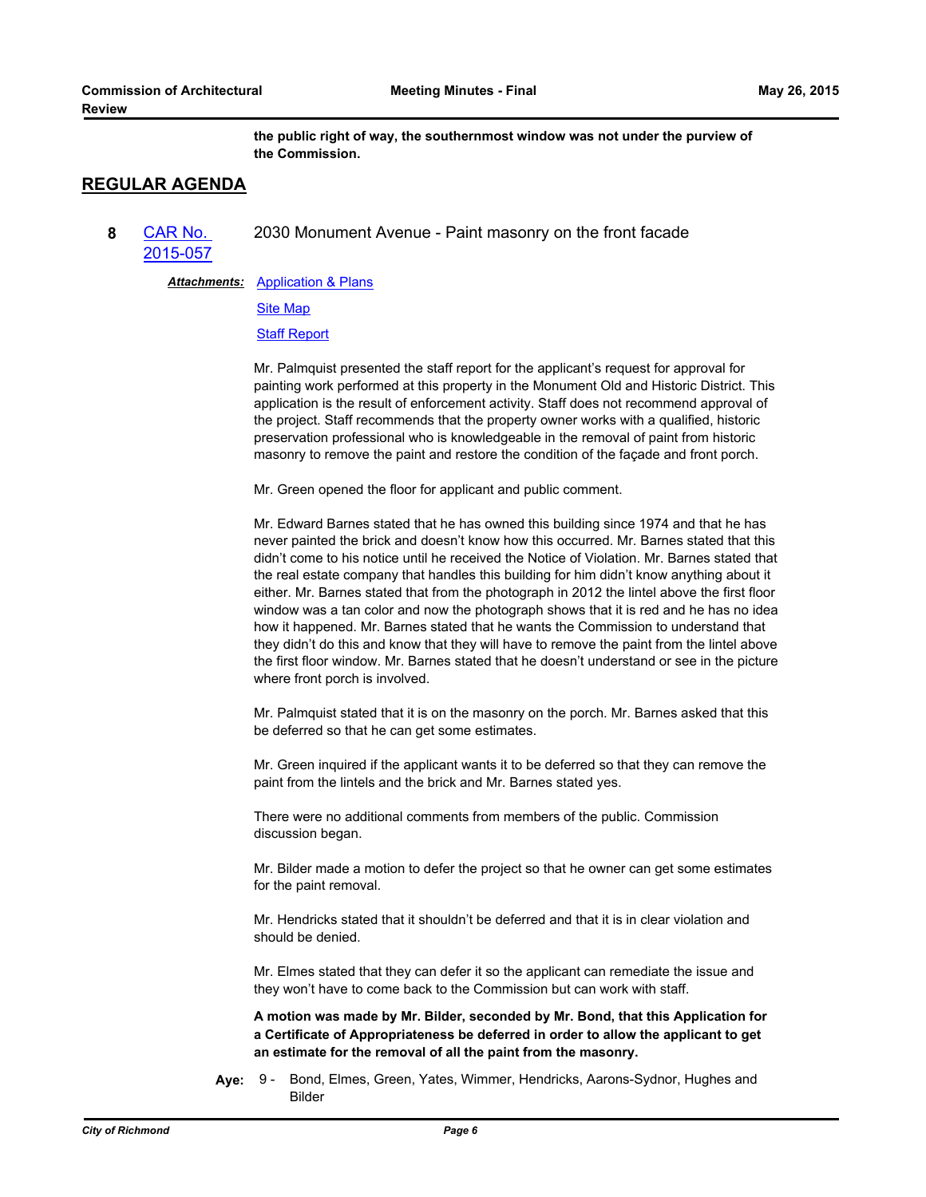**the public right of way, the southernmost window was not under the purview of the Commission.**

## REGULAR AGENDA

**8** CAR No. 2015-057 — 2030 Monument Avenue - Paint masonry on the front facade

***Attachments:*** Application & Plans
Site Map
Staff Report

Mr. Palmquist presented the staff report for the applicant's request for approval for painting work performed at this property in the Monument Old and Historic District. This application is the result of enforcement activity. Staff does not recommend approval of the project. Staff recommends that the property owner works with a qualified, historic preservation professional who is knowledgeable in the removal of paint from historic masonry to remove the paint and restore the condition of the façade and front porch.

Mr. Green opened the floor for applicant and public comment.

Mr. Edward Barnes stated that he has owned this building since 1974 and that he has never painted the brick and doesn't know how this occurred. Mr. Barnes stated that this didn't come to his notice until he received the Notice of Violation. Mr. Barnes stated that the real estate company that handles this building for him didn't know anything about it either. Mr. Barnes stated that from the photograph in 2012 the lintel above the first floor window was a tan color and now the photograph shows that it is red and he has no idea how it happened. Mr. Barnes stated that he wants the Commission to understand that they didn't do this and know that they will have to remove the paint from the lintel above the first floor window. Mr. Barnes stated that he doesn't understand or see in the picture where front porch is involved.

Mr. Palmquist stated that it is on the masonry on the porch. Mr. Barnes asked that this be deferred so that he can get some estimates.

Mr. Green inquired if the applicant wants it to be deferred so that they can remove the paint from the lintels and the brick and Mr. Barnes stated yes.

There were no additional comments from members of the public. Commission discussion began.

Mr. Bilder made a motion to defer the project so that he owner can get some estimates for the paint removal.

Mr. Hendricks stated that it shouldn't be deferred and that it is in clear violation and should be denied.

Mr. Elmes stated that they can defer it so the applicant can remediate the issue and they won't have to come back to the Commission but can work with staff.

**A motion was made by Mr. Bilder, seconded by Mr. Bond, that this Application for a Certificate of Appropriateness be deferred in order to allow the applicant to get an estimate for the removal of all the paint from the masonry.**

**Aye:** 9 - Bond, Elmes, Green, Yates, Wimmer, Hendricks, Aarons-Sydnor, Hughes and Bilder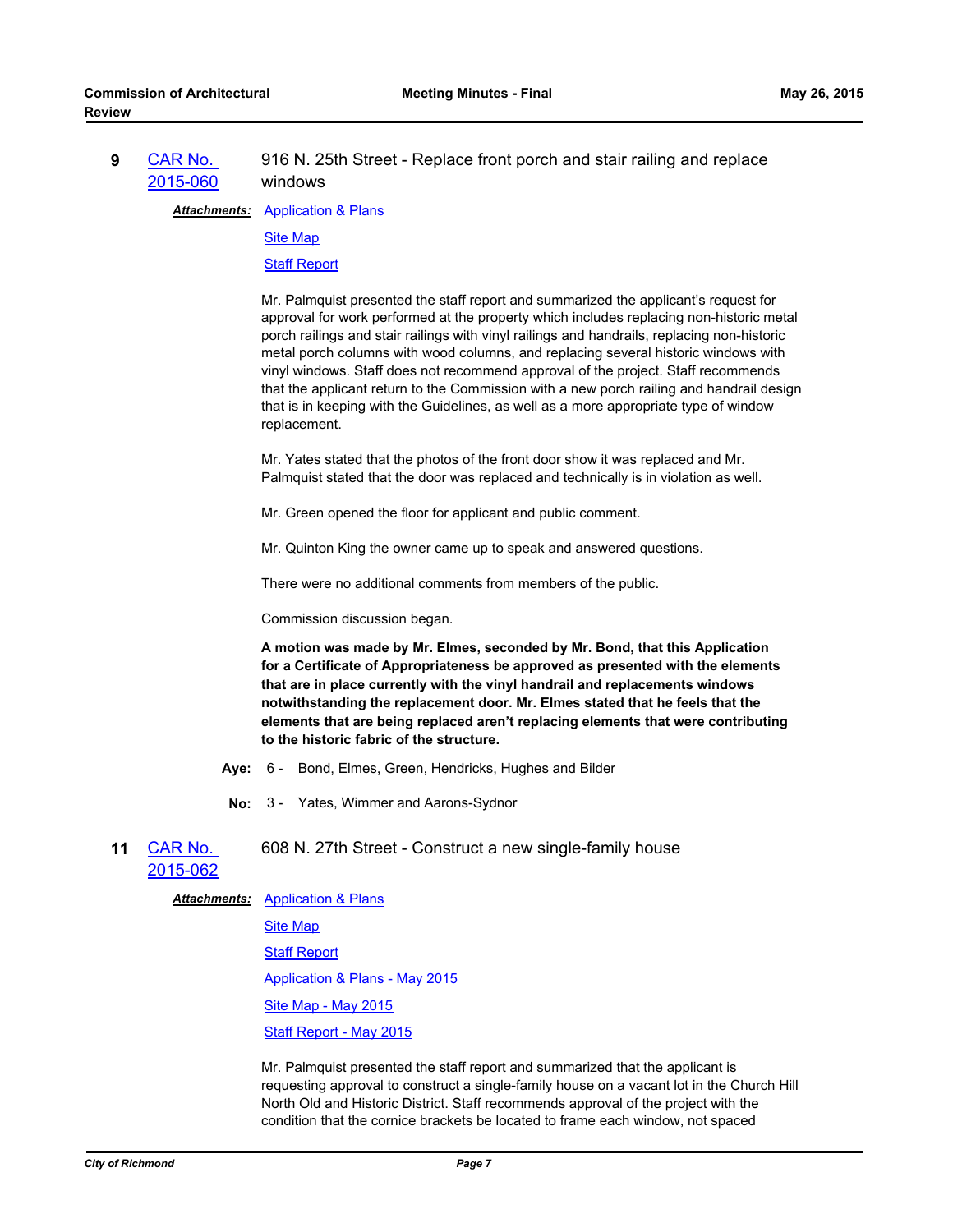**9** CAR No. 2015-060 — 916 N. 25th Street - Replace front porch and stair railing and replace windows

***Attachments:*** Application & Plans

Site Map

Staff Report

Mr. Palmquist presented the staff report and summarized the applicant's request for approval for work performed at the property which includes replacing non-historic metal porch railings and stair railings with vinyl railings and handrails, replacing non-historic metal porch columns with wood columns, and replacing several historic windows with vinyl windows. Staff does not recommend approval of the project. Staff recommends that the applicant return to the Commission with a new porch railing and handrail design that is in keeping with the Guidelines, as well as a more appropriate type of window replacement.

Mr. Yates stated that the photos of the front door show it was replaced and Mr. Palmquist stated that the door was replaced and technically is in violation as well.

Mr. Green opened the floor for applicant and public comment.

Mr. Quinton King the owner came up to speak and answered questions.

There were no additional comments from members of the public.

Commission discussion began.

**A motion was made by Mr. Elmes, seconded by Mr. Bond, that this Application for a Certificate of Appropriateness be approved as presented with the elements that are in place currently with the vinyl handrail and replacements windows notwithstanding the replacement door. Mr. Elmes stated that he feels that the elements that are being replaced aren't replacing elements that were contributing to the historic fabric of the structure.**

**Aye:** 6 - Bond, Elmes, Green, Hendricks, Hughes and Bilder

**No:** 3 - Yates, Wimmer and Aarons-Sydnor

**11** CAR No. 2015-062 — 608 N. 27th Street - Construct a new single-family house

***Attachments:*** Application & Plans

Site Map

Staff Report

Application & Plans - May 2015

Site Map - May 2015

Staff Report - May 2015

Mr. Palmquist presented the staff report and summarized that the applicant is requesting approval to construct a single-family house on a vacant lot in the Church Hill North Old and Historic District. Staff recommends approval of the project with the condition that the cornice brackets be located to frame each window, not spaced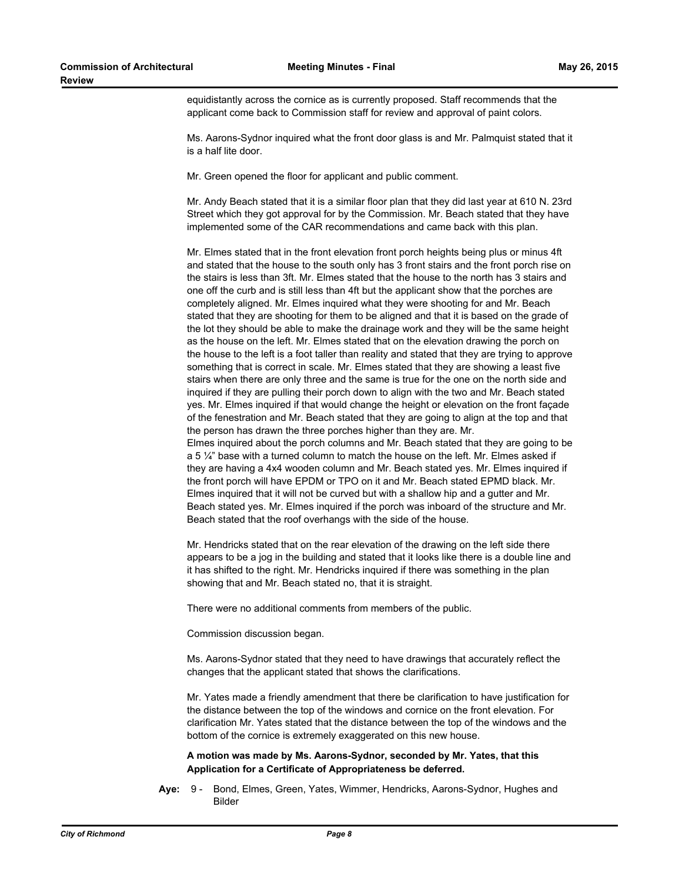equidistantly across the cornice as is currently proposed. Staff recommends that the applicant come back to Commission staff for review and approval of paint colors.

Ms. Aarons-Sydnor inquired what the front door glass is and Mr. Palmquist stated that it is a half lite door.

Mr. Green opened the floor for applicant and public comment.

Mr. Andy Beach stated that it is a similar floor plan that they did last year at 610 N. 23rd Street which they got approval for by the Commission. Mr. Beach stated that they have implemented some of the CAR recommendations and came back with this plan.

Mr. Elmes stated that in the front elevation front porch heights being plus or minus 4ft and stated that the house to the south only has 3 front stairs and the front porch rise on the stairs is less than 3ft. Mr. Elmes stated that the house to the north has 3 stairs and one off the curb and is still less than 4ft but the applicant show that the porches are completely aligned. Mr. Elmes inquired what they were shooting for and Mr. Beach stated that they are shooting for them to be aligned and that it is based on the grade of the lot they should be able to make the drainage work and they will be the same height as the house on the left. Mr. Elmes stated that on the elevation drawing the porch on the house to the left is a foot taller than reality and stated that they are trying to approve something that is correct in scale. Mr. Elmes stated that they are showing a least five stairs when there are only three and the same is true for the one on the north side and inquired if they are pulling their porch down to align with the two and Mr. Beach stated yes. Mr. Elmes inquired if that would change the height or elevation on the front façade of the fenestration and Mr. Beach stated that they are going to align at the top and that the person has drawn the three porches higher than they are. Mr. Elmes inquired about the porch columns and Mr. Beach stated that they are going to be a 5 ¼" base with a turned column to match the house on the left. Mr. Elmes asked if they are having a 4x4 wooden column and Mr. Beach stated yes. Mr. Elmes inquired if the front porch will have EPDM or TPO on it and Mr. Beach stated EPMD black. Mr. Elmes inquired that it will not be curved but with a shallow hip and a gutter and Mr. Beach stated yes. Mr. Elmes inquired if the porch was inboard of the structure and Mr. Beach stated that the roof overhangs with the side of the house.

Mr. Hendricks stated that on the rear elevation of the drawing on the left side there appears to be a jog in the building and stated that it looks like there is a double line and it has shifted to the right. Mr. Hendricks inquired if there was something in the plan showing that and Mr. Beach stated no, that it is straight.

There were no additional comments from members of the public.

Commission discussion began.

Ms. Aarons-Sydnor stated that they need to have drawings that accurately reflect the changes that the applicant stated that shows the clarifications.

Mr. Yates made a friendly amendment that there be clarification to have justification for the distance between the top of the windows and cornice on the front elevation. For clarification Mr. Yates stated that the distance between the top of the windows and the bottom of the cornice is extremely exaggerated on this new house.

**A motion was made by Ms. Aarons-Sydnor, seconded by Mr. Yates, that this Application for a Certificate of Appropriateness be deferred.**

**Aye:** 9 - Bond, Elmes, Green, Yates, Wimmer, Hendricks, Aarons-Sydnor, Hughes and Bilder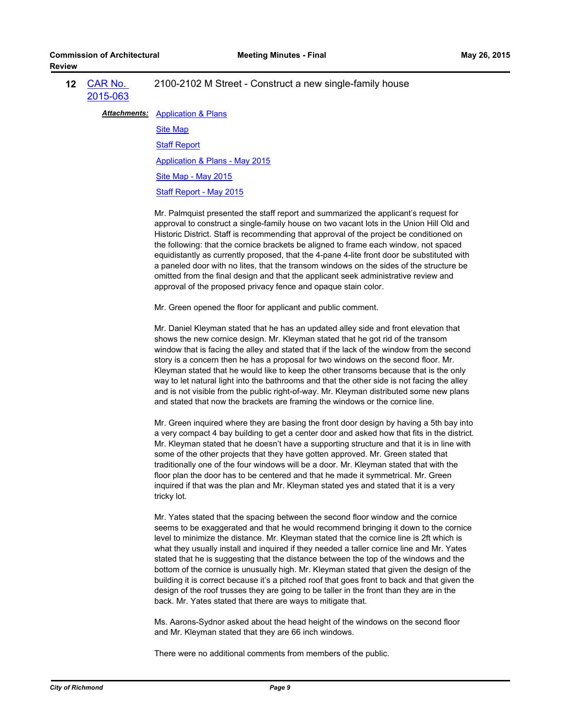**12** [CAR No. 2015-063] 2100-2102 M Street - Construct a new single-family house

***Attachments:*** Application & Plans

Site Map

Staff Report

Application & Plans - May 2015

Site Map - May 2015

Staff Report - May 2015

Mr. Palmquist presented the staff report and summarized the applicant's request for approval to construct a single-family house on two vacant lots in the Union Hill Old and Historic District. Staff is recommending that approval of the project be conditioned on the following: that the cornice brackets be aligned to frame each window, not spaced equidistantly as currently proposed, that the 4-pane 4-lite front door be substituted with a paneled door with no lites, that the transom windows on the sides of the structure be omitted from the final design and that the applicant seek administrative review and approval of the proposed privacy fence and opaque stain color.

Mr. Green opened the floor for applicant and public comment.

Mr. Daniel Kleyman stated that he has an updated alley side and front elevation that shows the new cornice design. Mr. Kleyman stated that he got rid of the transom window that is facing the alley and stated that if the lack of the window from the second story is a concern then he has a proposal for two windows on the second floor. Mr. Kleyman stated that he would like to keep the other transoms because that is the only way to let natural light into the bathrooms and that the other side is not facing the alley and is not visible from the public right-of-way. Mr. Kleyman distributed some new plans and stated that now the brackets are framing the windows or the cornice line.

Mr. Green inquired where they are basing the front door design by having a 5th bay into a very compact 4 bay building to get a center door and asked how that fits in the district. Mr. Kleyman stated that he doesn't have a supporting structure and that it is in line with some of the other projects that they have gotten approved. Mr. Green stated that traditionally one of the four windows will be a door. Mr. Kleyman stated that with the floor plan the door has to be centered and that he made it symmetrical. Mr. Green inquired if that was the plan and Mr. Kleyman stated yes and stated that it is a very tricky lot.

Mr. Yates stated that the spacing between the second floor window and the cornice seems to be exaggerated and that he would recommend bringing it down to the cornice level to minimize the distance. Mr. Kleyman stated that the cornice line is 2ft which is what they usually install and inquired if they needed a taller cornice line and Mr. Yates stated that he is suggesting that the distance between the top of the windows and the bottom of the cornice is unusually high. Mr. Kleyman stated that given the design of the building it is correct because it's a pitched roof that goes front to back and that given the design of the roof trusses they are going to be taller in the front than they are in the back. Mr. Yates stated that there are ways to mitigate that.

Ms. Aarons-Sydnor asked about the head height of the windows on the second floor and Mr. Kleyman stated that they are 66 inch windows.

There were no additional comments from members of the public.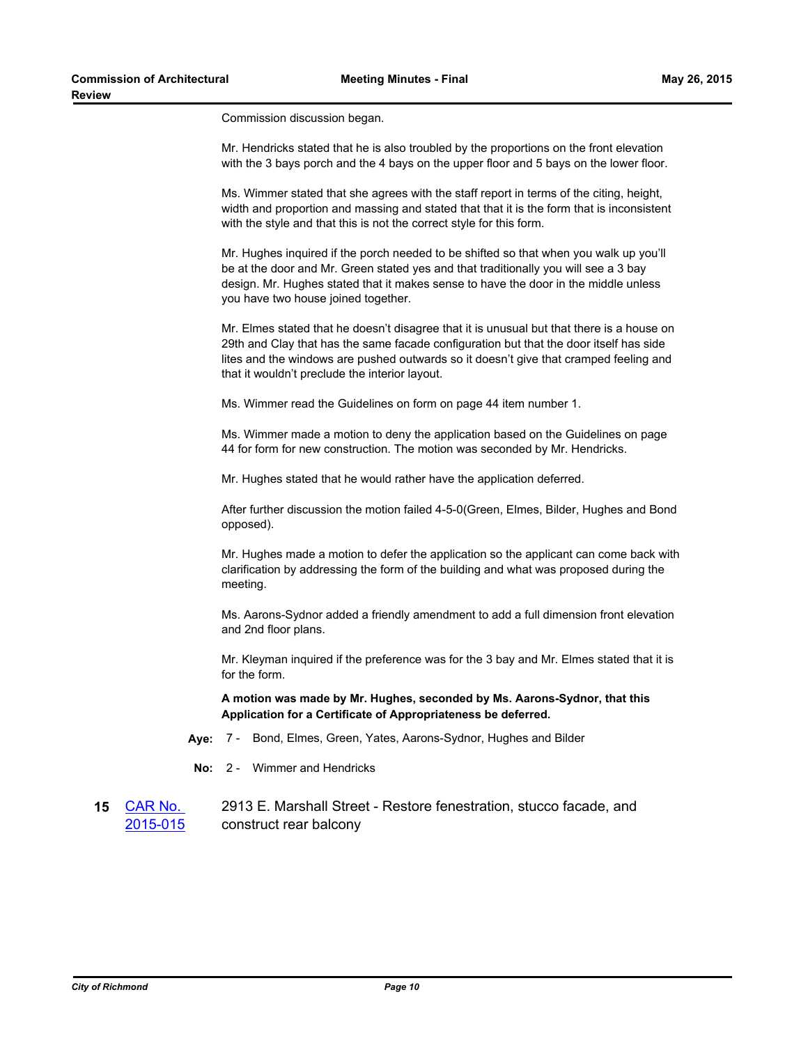Commission discussion began.

Mr. Hendricks stated that he is also troubled by the proportions on the front elevation with the 3 bays porch and the 4 bays on the upper floor and 5 bays on the lower floor.

Ms. Wimmer stated that she agrees with the staff report in terms of the citing, height, width and proportion and massing and stated that that it is the form that is inconsistent with the style and that this is not the correct style for this form.

Mr. Hughes inquired if the porch needed to be shifted so that when you walk up you'll be at the door and Mr. Green stated yes and that traditionally you will see a 3 bay design. Mr. Hughes stated that it makes sense to have the door in the middle unless you have two house joined together.

Mr. Elmes stated that he doesn't disagree that it is unusual but that there is a house on 29th and Clay that has the same facade configuration but that the door itself has side lites and the windows are pushed outwards so it doesn't give that cramped feeling and that it wouldn't preclude the interior layout.

Ms. Wimmer read the Guidelines on form on page 44 item number 1.

Ms. Wimmer made a motion to deny the application based on the Guidelines on page 44 for form for new construction. The motion was seconded by Mr. Hendricks.

Mr. Hughes stated that he would rather have the application deferred.

After further discussion the motion failed 4-5-0(Green, Elmes, Bilder, Hughes and Bond opposed).

Mr. Hughes made a motion to defer the application so the applicant can come back with clarification by addressing the form of the building and what was proposed during the meeting.

Ms. Aarons-Sydnor added a friendly amendment to add a full dimension front elevation and 2nd floor plans.

Mr. Kleyman inquired if the preference was for the 3 bay and Mr. Elmes stated that it is for the form.

**A motion was made by Mr. Hughes, seconded by Ms. Aarons-Sydnor, that this Application for a Certificate of Appropriateness be deferred.**

**Aye:** 7 - Bond, Elmes, Green, Yates, Aarons-Sydnor, Hughes and Bilder

**No:** 2 - Wimmer and Hendricks

**15** CAR No. 2015-015 — 2913 E. Marshall Street - Restore fenestration, stucco facade, and construct rear balcony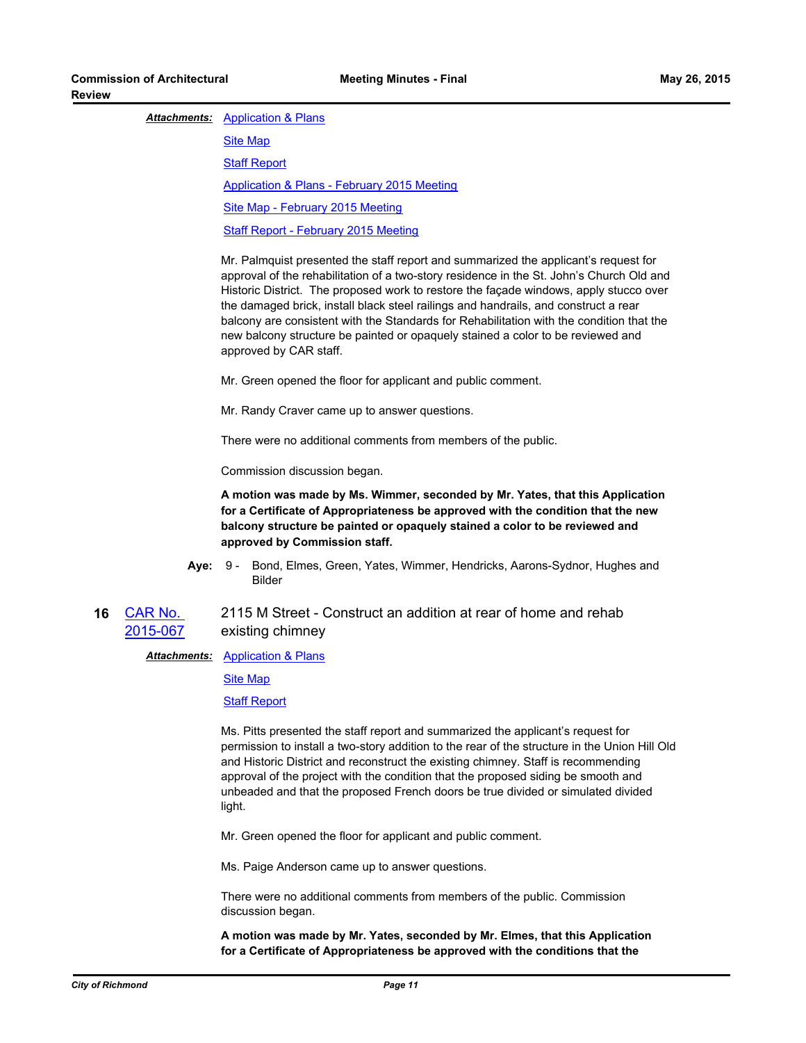***Attachments:*** Application & Plans

Site Map

Staff Report

Application & Plans - February 2015 Meeting

Site Map - February 2015 Meeting

Staff Report - February 2015 Meeting

Mr. Palmquist presented the staff report and summarized the applicant's request for approval of the rehabilitation of a two-story residence in the St. John's Church Old and Historic District. The proposed work to restore the façade windows, apply stucco over the damaged brick, install black steel railings and handrails, and construct a rear balcony are consistent with the Standards for Rehabilitation with the condition that the new balcony structure be painted or opaquely stained a color to be reviewed and approved by CAR staff.

Mr. Green opened the floor for applicant and public comment.

Mr. Randy Craver came up to answer questions.

There were no additional comments from members of the public.

Commission discussion began.

**A motion was made by Ms. Wimmer, seconded by Mr. Yates, that this Application for a Certificate of Appropriateness be approved with the condition that the new balcony structure be painted or opaquely stained a color to be reviewed and approved by Commission staff.**

**Aye:** 9 - Bond, Elmes, Green, Yates, Wimmer, Hendricks, Aarons-Sydnor, Hughes and Bilder

**16** CAR No. 2015-067 — 2115 M Street - Construct an addition at rear of home and rehab existing chimney

***Attachments:*** Application & Plans

Site Map

Staff Report

Ms. Pitts presented the staff report and summarized the applicant's request for permission to install a two-story addition to the rear of the structure in the Union Hill Old and Historic District and reconstruct the existing chimney. Staff is recommending approval of the project with the condition that the proposed siding be smooth and unbeaded and that the proposed French doors be true divided or simulated divided light.

Mr. Green opened the floor for applicant and public comment.

Ms. Paige Anderson came up to answer questions.

There were no additional comments from members of the public. Commission discussion began.

**A motion was made by Mr. Yates, seconded by Mr. Elmes, that this Application for a Certificate of Appropriateness be approved with the conditions that the**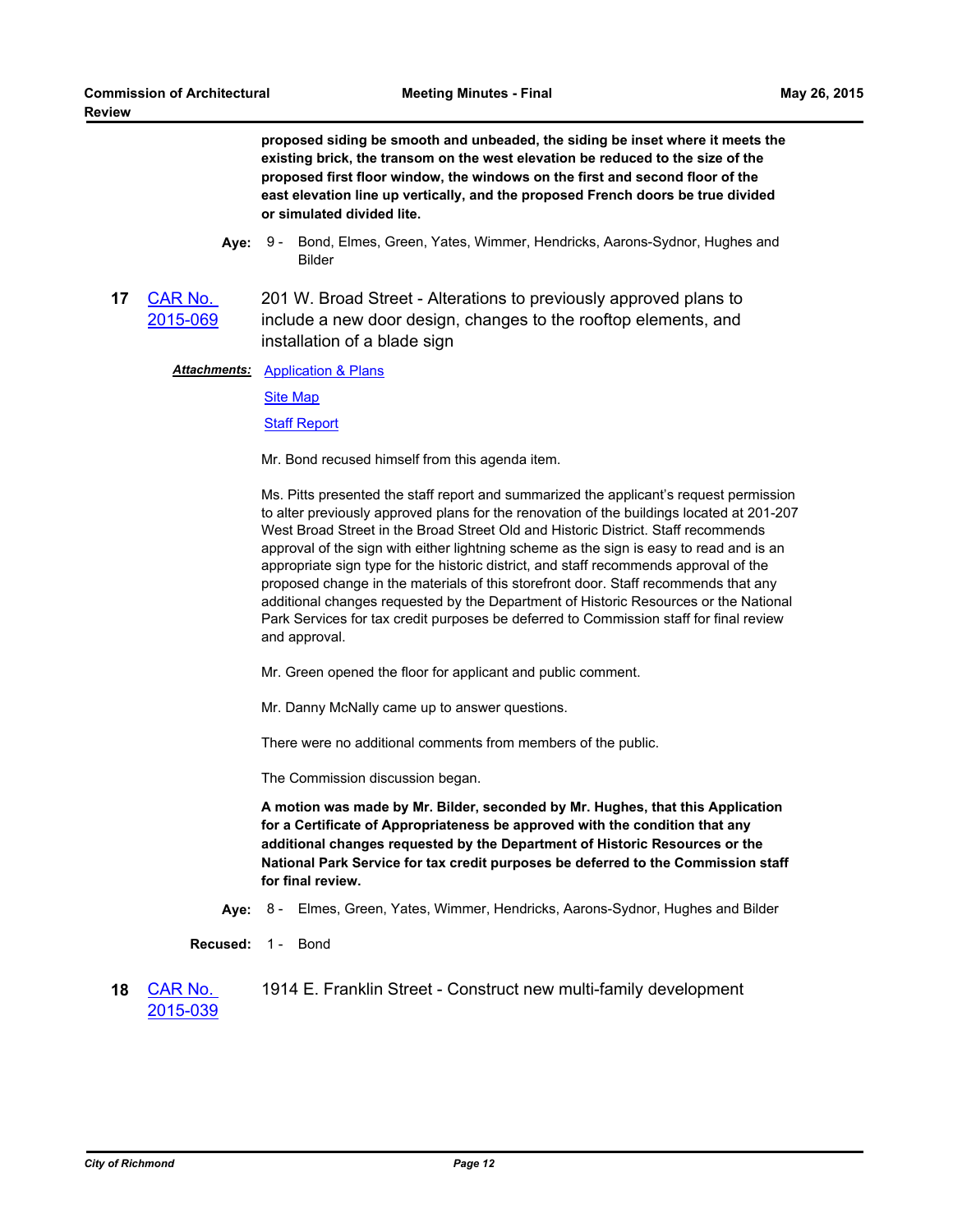**proposed siding be smooth and unbeaded, the siding be inset where it meets the existing brick, the transom on the west elevation be reduced to the size of the proposed first floor window, the windows on the first and second floor of the east elevation line up vertically, and the proposed French doors be true divided or simulated divided lite.**

**Aye:** 9 - Bond, Elmes, Green, Yates, Wimmer, Hendricks, Aarons-Sydnor, Hughes and Bilder

**17** [CAR No. 2015-069] 201 W. Broad Street - Alterations to previously approved plans to include a new door design, changes to the rooftop elements, and installation of a blade sign

***Attachments:*** Application & Plans

Site Map

Staff Report

Mr. Bond recused himself from this agenda item.

Ms. Pitts presented the staff report and summarized the applicant's request permission to alter previously approved plans for the renovation of the buildings located at 201-207 West Broad Street in the Broad Street Old and Historic District. Staff recommends approval of the sign with either lightning scheme as the sign is easy to read and is an appropriate sign type for the historic district, and staff recommends approval of the proposed change in the materials of this storefront door. Staff recommends that any additional changes requested by the Department of Historic Resources or the National Park Services for tax credit purposes be deferred to Commission staff for final review and approval.

Mr. Green opened the floor for applicant and public comment.

Mr. Danny McNally came up to answer questions.

There were no additional comments from members of the public.

The Commission discussion began.

**A motion was made by Mr. Bilder, seconded by Mr. Hughes, that this Application for a Certificate of Appropriateness be approved with the condition that any additional changes requested by the Department of Historic Resources or the National Park Service for tax credit purposes be deferred to the Commission staff for final review.**

**Aye:** 8 - Elmes, Green, Yates, Wimmer, Hendricks, Aarons-Sydnor, Hughes and Bilder

**Recused:** 1 - Bond

**18** [CAR No. 2015-039] 1914 E. Franklin Street - Construct new multi-family development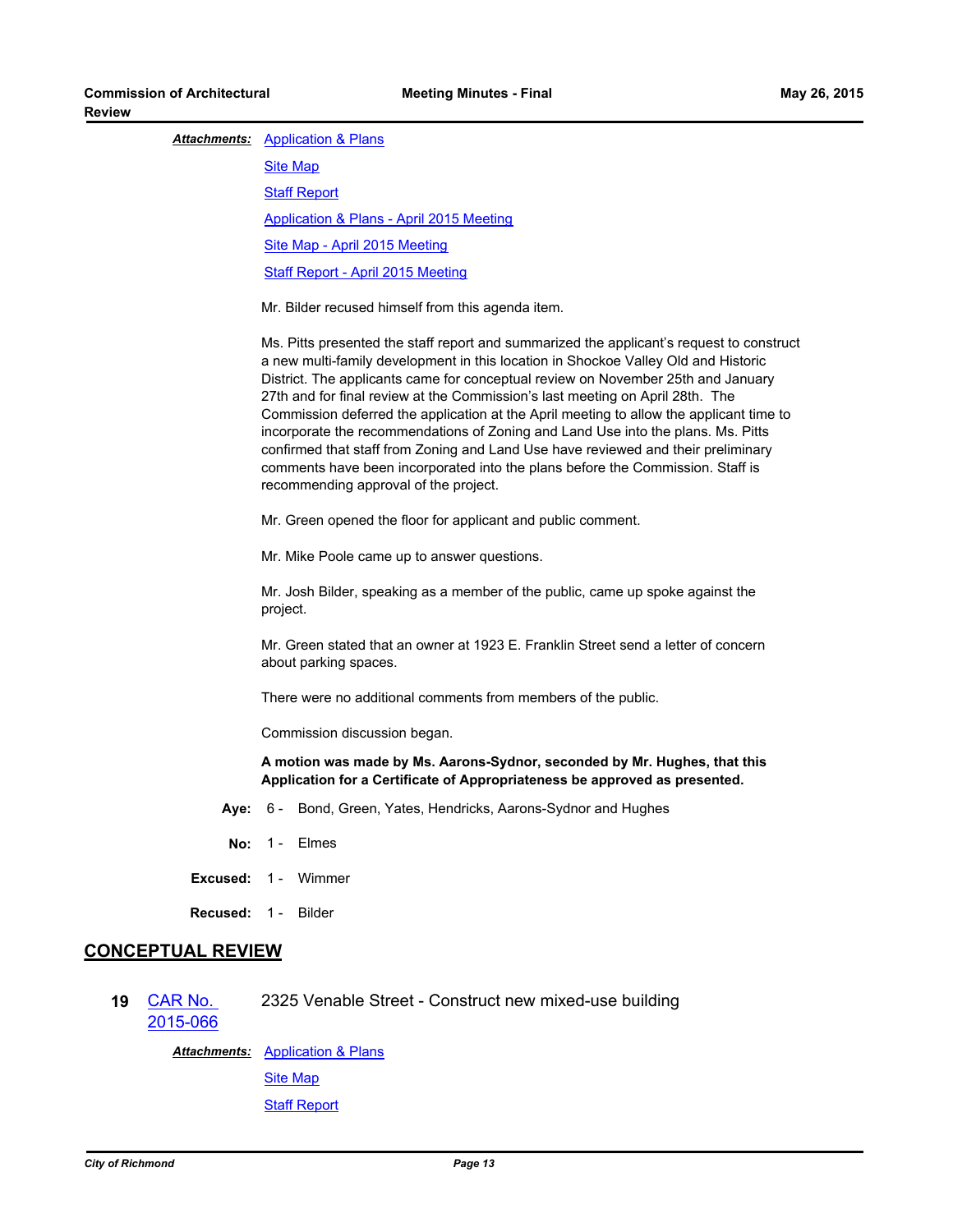***Attachments:*** Application & Plans

Site Map

Staff Report

Application & Plans - April 2015 Meeting

Site Map - April 2015 Meeting

Staff Report - April 2015 Meeting

Mr. Bilder recused himself from this agenda item.

Ms. Pitts presented the staff report and summarized the applicant's request to construct a new multi-family development in this location in Shockoe Valley Old and Historic District. The applicants came for conceptual review on November 25th and January 27th and for final review at the Commission's last meeting on April 28th. The Commission deferred the application at the April meeting to allow the applicant time to incorporate the recommendations of Zoning and Land Use into the plans. Ms. Pitts confirmed that staff from Zoning and Land Use have reviewed and their preliminary comments have been incorporated into the plans before the Commission. Staff is recommending approval of the project.

Mr. Green opened the floor for applicant and public comment.

Mr. Mike Poole came up to answer questions.

Mr. Josh Bilder, speaking as a member of the public, came up spoke against the project.

Mr. Green stated that an owner at 1923 E. Franklin Street send a letter of concern about parking spaces.

There were no additional comments from members of the public.

Commission discussion began.

**A motion was made by Ms. Aarons-Sydnor, seconded by Mr. Hughes, that this Application for a Certificate of Appropriateness be approved as presented.**

**Aye:** 6 - Bond, Green, Yates, Hendricks, Aarons-Sydnor and Hughes

**No:** 1 - Elmes

**Excused:** 1 - Wimmer

**Recused:** 1 - Bilder

## CONCEPTUAL REVIEW

**19** CAR No. 2015-066 — 2325 Venable Street - Construct new mixed-use building

***Attachments:*** Application & Plans

Site Map

Staff Report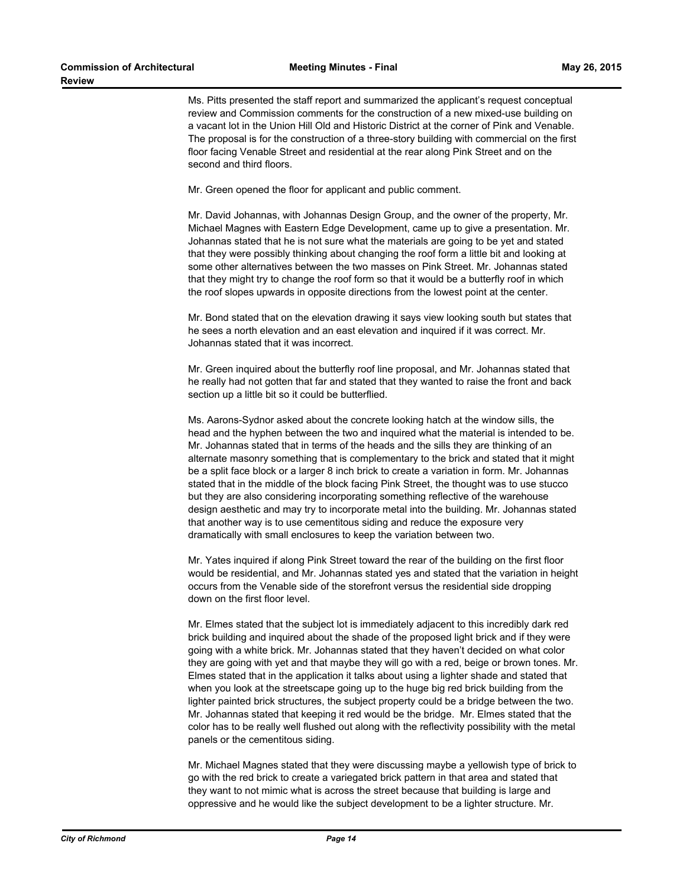Ms. Pitts presented the staff report and summarized the applicant's request conceptual review and Commission comments for the construction of a new mixed-use building on a vacant lot in the Union Hill Old and Historic District at the corner of Pink and Venable. The proposal is for the construction of a three-story building with commercial on the first floor facing Venable Street and residential at the rear along Pink Street and on the second and third floors.

Mr. Green opened the floor for applicant and public comment.

Mr. David Johannas, with Johannas Design Group, and the owner of the property, Mr. Michael Magnes with Eastern Edge Development, came up to give a presentation. Mr. Johannas stated that he is not sure what the materials are going to be yet and stated that they were possibly thinking about changing the roof form a little bit and looking at some other alternatives between the two masses on Pink Street. Mr. Johannas stated that they might try to change the roof form so that it would be a butterfly roof in which the roof slopes upwards in opposite directions from the lowest point at the center.

Mr. Bond stated that on the elevation drawing it says view looking south but states that he sees a north elevation and an east elevation and inquired if it was correct. Mr. Johannas stated that it was incorrect.

Mr. Green inquired about the butterfly roof line proposal, and Mr. Johannas stated that he really had not gotten that far and stated that they wanted to raise the front and back section up a little bit so it could be butterflied.

Ms. Aarons-Sydnor asked about the concrete looking hatch at the window sills, the head and the hyphen between the two and inquired what the material is intended to be. Mr. Johannas stated that in terms of the heads and the sills they are thinking of an alternate masonry something that is complementary to the brick and stated that it might be a split face block or a larger 8 inch brick to create a variation in form. Mr. Johannas stated that in the middle of the block facing Pink Street, the thought was to use stucco but they are also considering incorporating something reflective of the warehouse design aesthetic and may try to incorporate metal into the building. Mr. Johannas stated that another way is to use cementitous siding and reduce the exposure very dramatically with small enclosures to keep the variation between two.

Mr. Yates inquired if along Pink Street toward the rear of the building on the first floor would be residential, and Mr. Johannas stated yes and stated that the variation in height occurs from the Venable side of the storefront versus the residential side dropping down on the first floor level.

Mr. Elmes stated that the subject lot is immediately adjacent to this incredibly dark red brick building and inquired about the shade of the proposed light brick and if they were going with a white brick. Mr. Johannas stated that they haven't decided on what color they are going with yet and that maybe they will go with a red, beige or brown tones. Mr. Elmes stated that in the application it talks about using a lighter shade and stated that when you look at the streetscape going up to the huge big red brick building from the lighter painted brick structures, the subject property could be a bridge between the two. Mr. Johannas stated that keeping it red would be the bridge. Mr. Elmes stated that the color has to be really well flushed out along with the reflectivity possibility with the metal panels or the cementitous siding.

Mr. Michael Magnes stated that they were discussing maybe a yellowish type of brick to go with the red brick to create a variegated brick pattern in that area and stated that they want to not mimic what is across the street because that building is large and oppressive and he would like the subject development to be a lighter structure. Mr.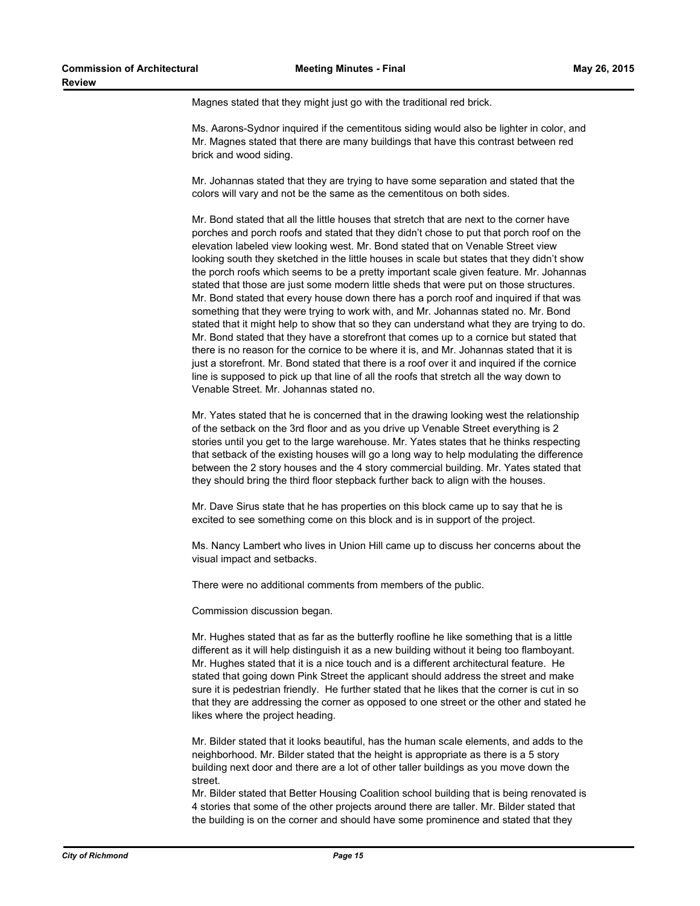Magnes stated that they might just go with the traditional red brick.

Ms. Aarons-Sydnor inquired if the cementitous siding would also be lighter in color, and Mr. Magnes stated that there are many buildings that have this contrast between red brick and wood siding.

Mr. Johannas stated that they are trying to have some separation and stated that the colors will vary and not be the same as the cementitous on both sides.

Mr. Bond stated that all the little houses that stretch that are next to the corner have porches and porch roofs and stated that they didn't chose to put that porch roof on the elevation labeled view looking west. Mr. Bond stated that on Venable Street view looking south they sketched in the little houses in scale but states that they didn't show the porch roofs which seems to be a pretty important scale given feature. Mr. Johannas stated that those are just some modern little sheds that were put on those structures. Mr. Bond stated that every house down there has a porch roof and inquired if that was something that they were trying to work with, and Mr. Johannas stated no. Mr. Bond stated that it might help to show that so they can understand what they are trying to do. Mr. Bond stated that they have a storefront that comes up to a cornice but stated that there is no reason for the cornice to be where it is, and Mr. Johannas stated that it is just a storefront. Mr. Bond stated that there is a roof over it and inquired if the cornice line is supposed to pick up that line of all the roofs that stretch all the way down to Venable Street. Mr. Johannas stated no.

Mr. Yates stated that he is concerned that in the drawing looking west the relationship of the setback on the 3rd floor and as you drive up Venable Street everything is 2 stories until you get to the large warehouse. Mr. Yates states that he thinks respecting that setback of the existing houses will go a long way to help modulating the difference between the 2 story houses and the 4 story commercial building. Mr. Yates stated that they should bring the third floor stepback further back to align with the houses.

Mr. Dave Sirus state that he has properties on this block came up to say that he is excited to see something come on this block and is in support of the project.

Ms. Nancy Lambert who lives in Union Hill came up to discuss her concerns about the visual impact and setbacks.

There were no additional comments from members of the public.

Commission discussion began.

Mr. Hughes stated that as far as the butterfly roofline he like something that is a little different as it will help distinguish it as a new building without it being too flamboyant. Mr. Hughes stated that it is a nice touch and is a different architectural feature. He stated that going down Pink Street the applicant should address the street and make sure it is pedestrian friendly. He further stated that he likes that the corner is cut in so that they are addressing the corner as opposed to one street or the other and stated he likes where the project heading.

Mr. Bilder stated that it looks beautiful, has the human scale elements, and adds to the neighborhood. Mr. Bilder stated that the height is appropriate as there is a 5 story building next door and there are a lot of other taller buildings as you move down the street.
Mr. Bilder stated that Better Housing Coalition school building that is being renovated is 4 stories that some of the other projects around there are taller. Mr. Bilder stated that the building is on the corner and should have some prominence and stated that they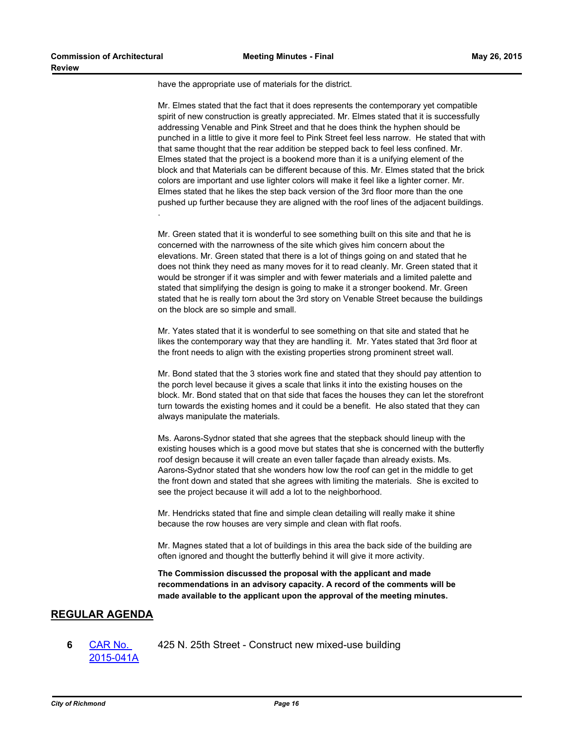have the appropriate use of materials for the district.

Mr. Elmes stated that the fact that it does represents the contemporary yet compatible spirit of new construction is greatly appreciated. Mr. Elmes stated that it is successfully addressing Venable and Pink Street and that he does think the hyphen should be punched in a little to give it more feel to Pink Street feel less narrow. He stated that with that same thought that the rear addition be stepped back to feel less confined. Mr. Elmes stated that the project is a bookend more than it is a unifying element of the block and that Materials can be different because of this. Mr. Elmes stated that the brick colors are important and use lighter colors will make it feel like a lighter corner. Mr. Elmes stated that he likes the step back version of the 3rd floor more than the one pushed up further because they are aligned with the roof lines of the adjacent buildings.
.

Mr. Green stated that it is wonderful to see something built on this site and that he is concerned with the narrowness of the site which gives him concern about the elevations. Mr. Green stated that there is a lot of things going on and stated that he does not think they need as many moves for it to read cleanly. Mr. Green stated that it would be stronger if it was simpler and with fewer materials and a limited palette and stated that simplifying the design is going to make it a stronger bookend. Mr. Green stated that he is really torn about the 3rd story on Venable Street because the buildings on the block are so simple and small.

Mr. Yates stated that it is wonderful to see something on that site and stated that he likes the contemporary way that they are handling it. Mr. Yates stated that 3rd floor at the front needs to align with the existing properties strong prominent street wall.

Mr. Bond stated that the 3 stories work fine and stated that they should pay attention to the porch level because it gives a scale that links it into the existing houses on the block. Mr. Bond stated that on that side that faces the houses they can let the storefront turn towards the existing homes and it could be a benefit. He also stated that they can always manipulate the materials.

Ms. Aarons-Sydnor stated that she agrees that the stepback should lineup with the existing houses which is a good move but states that she is concerned with the butterfly roof design because it will create an even taller façade than already exists. Ms. Aarons-Sydnor stated that she wonders how low the roof can get in the middle to get the front down and stated that she agrees with limiting the materials. She is excited to see the project because it will add a lot to the neighborhood.

Mr. Hendricks stated that fine and simple clean detailing will really make it shine because the row houses are very simple and clean with flat roofs.

Mr. Magnes stated that a lot of buildings in this area the back side of the building are often ignored and thought the butterfly behind it will give it more activity.

**The Commission discussed the proposal with the applicant and made recommendations in an advisory capacity. A record of the comments will be made available to the applicant upon the approval of the meeting minutes.**

## REGULAR AGENDA

**6** CAR No. 2015-041A — 425 N. 25th Street - Construct new mixed-use building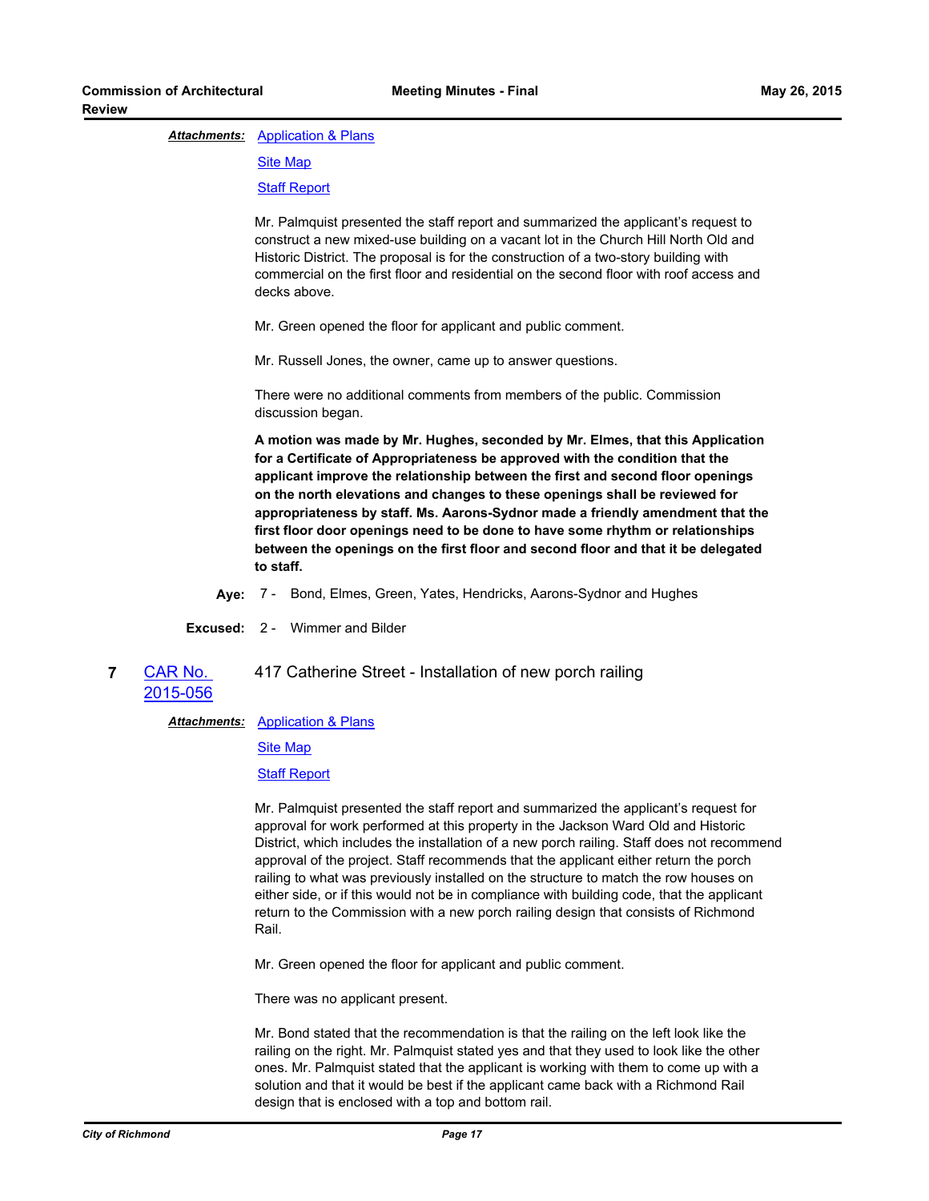***Attachments:*** Application & Plans

Site Map

Staff Report

Mr. Palmquist presented the staff report and summarized the applicant's request to construct a new mixed-use building on a vacant lot in the Church Hill North Old and Historic District. The proposal is for the construction of a two-story building with commercial on the first floor and residential on the second floor with roof access and decks above.

Mr. Green opened the floor for applicant and public comment.

Mr. Russell Jones, the owner, came up to answer questions.

There were no additional comments from members of the public. Commission discussion began.

**A motion was made by Mr. Hughes, seconded by Mr. Elmes, that this Application for a Certificate of Appropriateness be approved with the condition that the applicant improve the relationship between the first and second floor openings on the north elevations and changes to these openings shall be reviewed for appropriateness by staff. Ms. Aarons-Sydnor made a friendly amendment that the first floor door openings need to be done to have some rhythm or relationships between the openings on the first floor and second floor and that it be delegated to staff.**

**Aye:** 7 - Bond, Elmes, Green, Yates, Hendricks, Aarons-Sydnor and Hughes

**Excused:** 2 - Wimmer and Bilder

## 7 CAR No. 2015-056 — 417 Catherine Street - Installation of new porch railing

***Attachments:*** Application & Plans

Site Map

Staff Report

Mr. Palmquist presented the staff report and summarized the applicant's request for approval for work performed at this property in the Jackson Ward Old and Historic District, which includes the installation of a new porch railing. Staff does not recommend approval of the project. Staff recommends that the applicant either return the porch railing to what was previously installed on the structure to match the row houses on either side, or if this would not be in compliance with building code, that the applicant return to the Commission with a new porch railing design that consists of Richmond Rail.

Mr. Green opened the floor for applicant and public comment.

There was no applicant present.

Mr. Bond stated that the recommendation is that the railing on the left look like the railing on the right. Mr. Palmquist stated yes and that they used to look like the other ones. Mr. Palmquist stated that the applicant is working with them to come up with a solution and that it would be best if the applicant came back with a Richmond Rail design that is enclosed with a top and bottom rail.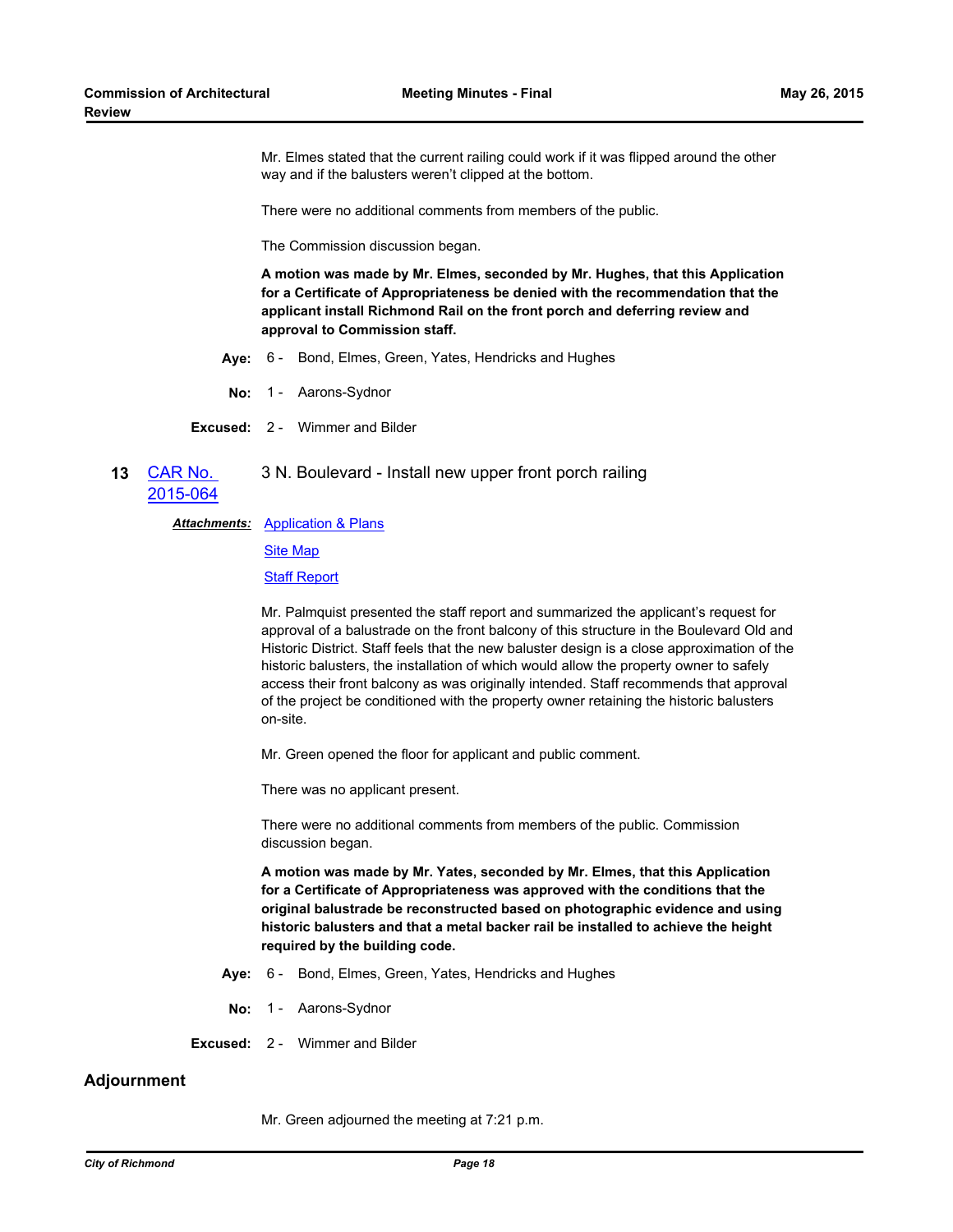Mr. Elmes stated that the current railing could work if it was flipped around the other way and if the balusters weren't clipped at the bottom.

There were no additional comments from members of the public.

The Commission discussion began.

**A motion was made by Mr. Elmes, seconded by Mr. Hughes, that this Application for a Certificate of Appropriateness be denied with the recommendation that the applicant install Richmond Rail on the front porch and deferring review and approval to Commission staff.**

**Aye:** 6 - Bond, Elmes, Green, Yates, Hendricks and Hughes

**No:** 1 - Aarons-Sydnor

**Excused:** 2 - Wimmer and Bilder

**13** CAR No. 2015-064 — 3 N. Boulevard - Install new upper front porch railing

***Attachments:*** Application & Plans

Site Map

Staff Report

Mr. Palmquist presented the staff report and summarized the applicant's request for approval of a balustrade on the front balcony of this structure in the Boulevard Old and Historic District. Staff feels that the new baluster design is a close approximation of the historic balusters, the installation of which would allow the property owner to safely access their front balcony as was originally intended. Staff recommends that approval of the project be conditioned with the property owner retaining the historic balusters on-site.

Mr. Green opened the floor for applicant and public comment.

There was no applicant present.

There were no additional comments from members of the public. Commission discussion began.

**A motion was made by Mr. Yates, seconded by Mr. Elmes, that this Application for a Certificate of Appropriateness was approved with the conditions that the original balustrade be reconstructed based on photographic evidence and using historic balusters and that a metal backer rail be installed to achieve the height required by the building code.**

**Aye:** 6 - Bond, Elmes, Green, Yates, Hendricks and Hughes

**No:** 1 - Aarons-Sydnor

**Excused:** 2 - Wimmer and Bilder

## Adjournment

Mr. Green adjourned the meeting at 7:21 p.m.